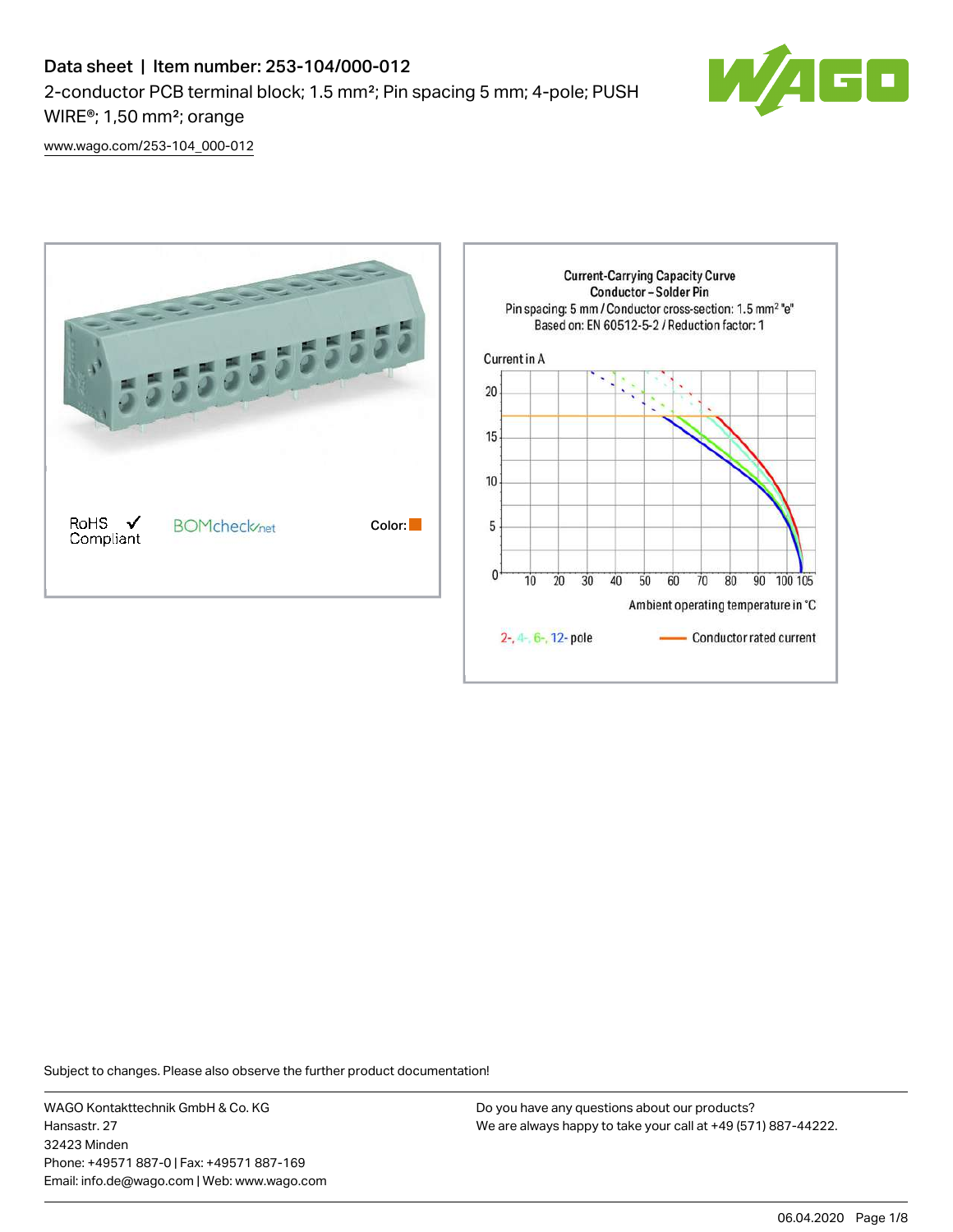# Data sheet | Item number: 253-104/000-012

2-conductor PCB terminal block; 1.5 mm²; Pin spacing 5 mm; 4-pole; PUSH WIRE®; 1,50 mm²; orange

www.wago.com/253-104_000-012

RoHS Compliant ✓

BOMcheck.net

Color:

Current-Carrying Capacity Curve
Conductor – Solder Pin
Pin spacing: 5 mm / Conductor cross-section: 1.5 mm² "e"
Based on: EN 60512-5-2 / Reduction factor: 1

Current in A

Ambient operating temperature in °C

2-, 4-, 6-, 12- pole

Conductor rated current

Subject to changes. Please also observe the further product documentation!

WAGO Kontakttechnik GmbH & Co. KG
Hansastr. 27
32423 Minden
Phone: +49571 887-0 | Fax: +49571 887-169
Email: info.de@wago.com | Web: www.wago.com

Do you have any questions about our products?
We are always happy to take your call at +49 (571) 887-44222.

06.04.2020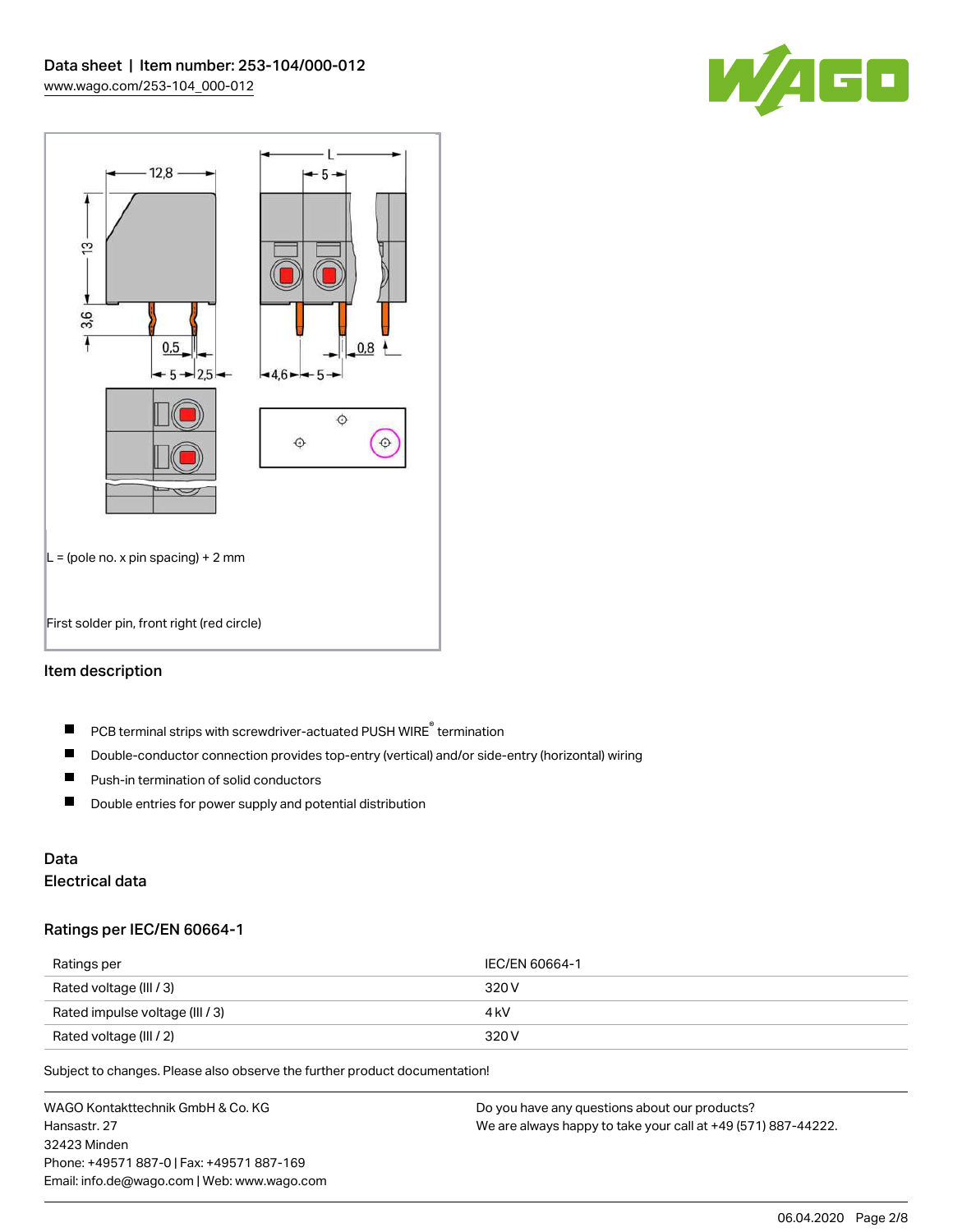L = (pole no. x pin spacing) + 2 mm

First solder pin, front right (red circle)

## Item description

- PCB terminal strips with screwdriver-actuated PUSH WIRE® termination
- Double-conductor connection provides top-entry (vertical) and/or side-entry (horizontal) wiring
- Push-in termination of solid conductors
- Double entries for power supply and potential distribution

## Data

### Electrical data

### Ratings per IEC/EN 60664-1

| Ratings per | IEC/EN 60664-1 |
|---|---|
| Rated voltage (III / 3) | 320 V |
| Rated impulse voltage (III / 3) | 4 kV |
| Rated voltage (III / 2) | 320 V |

Subject to changes. Please also observe the further product documentation!

WAGO Kontakttechnik GmbH & Co. KG
Hansastr. 27
32423 Minden
Phone: +49571 887-0 | Fax: +49571 887-169
Email: info.de@wago.com | Web: www.wago.com

Do you have any questions about our products?
We are always happy to take your call at +49 (571) 887-44222.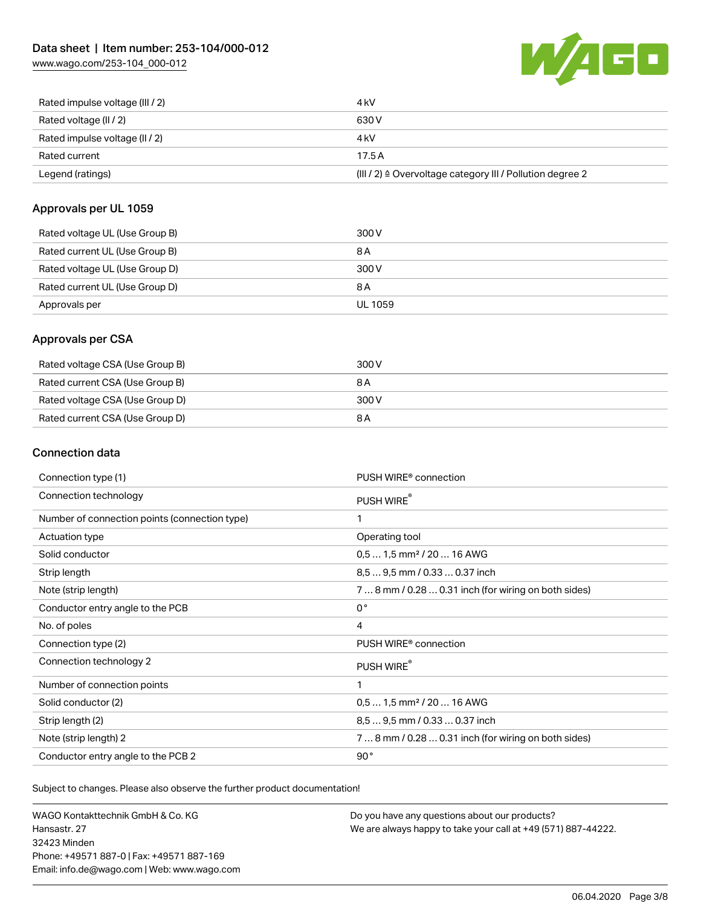| | |
|---|---|
| Rated impulse voltage (III / 2) | 4 kV |
| Rated voltage (II / 2) | 630 V |
| Rated impulse voltage (II / 2) | 4 kV |
| Rated current | 17.5 A |
| Legend (ratings) | (III / 2) ≙ Overvoltage category III / Pollution degree 2 |

## Approvals per UL 1059

| | |
|---|---|
| Rated voltage UL (Use Group B) | 300 V |
| Rated current UL (Use Group B) | 8 A |
| Rated voltage UL (Use Group D) | 300 V |
| Rated current UL (Use Group D) | 8 A |
| Approvals per | UL 1059 |

## Approvals per CSA

| | |
|---|---|
| Rated voltage CSA (Use Group B) | 300 V |
| Rated current CSA (Use Group B) | 8 A |
| Rated voltage CSA (Use Group D) | 300 V |
| Rated current CSA (Use Group D) | 8 A |

## Connection data

| | |
|---|---|
| Connection type (1) | PUSH WIRE® connection |
| Connection technology | PUSH WIRE® |
| Number of connection points (connection type) | 1 |
| Actuation type | Operating tool |
| Solid conductor | 0,5 … 1,5 mm² / 20 … 16 AWG |
| Strip length | 8,5 … 9,5 mm / 0.33 … 0.37 inch |
| Note (strip length) | 7 … 8 mm / 0.28 … 0.31 inch (for wiring on both sides) |
| Conductor entry angle to the PCB | 0° |
| No. of poles | 4 |
| Connection type (2) | PUSH WIRE® connection |
| Connection technology 2 | PUSH WIRE® |
| Number of connection points | 1 |
| Solid conductor (2) | 0,5 … 1,5 mm² / 20 … 16 AWG |
| Strip length (2) | 8,5 … 9,5 mm / 0.33 … 0.37 inch |
| Note (strip length) 2 | 7 … 8 mm / 0.28 … 0.31 inch (for wiring on both sides) |
| Conductor entry angle to the PCB 2 | 90° |

Subject to changes. Please also observe the further product documentation!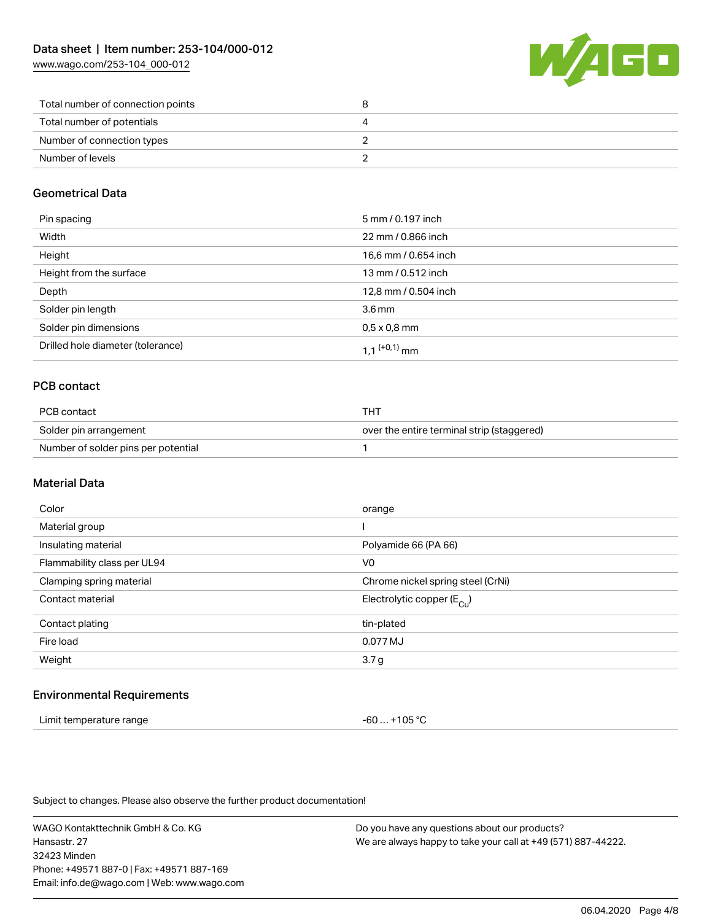| | |
|---|---|
| Total number of connection points | 8 |
| Total number of potentials | 4 |
| Number of connection types | 2 |
| Number of levels | 2 |

## Geometrical Data

| | |
|---|---|
| Pin spacing | 5 mm / 0.197 inch |
| Width | 22 mm / 0.866 inch |
| Height | 16,6 mm / 0.654 inch |
| Height from the surface | 13 mm / 0.512 inch |
| Depth | 12,8 mm / 0.504 inch |
| Solder pin length | 3.6 mm |
| Solder pin dimensions | 0,5 x 0,8 mm |
| Drilled hole diameter (tolerance) | 1,1 $^{(+0,1)}$ mm |

## PCB contact

| | |
|---|---|
| PCB contact | THT |
| Solder pin arrangement | over the entire terminal strip (staggered) |
| Number of solder pins per potential | 1 |

## Material Data

| | |
|---|---|
| Color | orange |
| Material group | I |
| Insulating material | Polyamide 66 (PA 66) |
| Flammability class per UL94 | V0 |
| Clamping spring material | Chrome nickel spring steel (CrNi) |
| Contact material | Electrolytic copper ($E_{Cu}$) |
| Contact plating | tin-plated |
| Fire load | 0.077 MJ |
| Weight | 3.7 g |

## Environmental Requirements

| | |
|---|---|
| Limit temperature range | -60 … +105 °C |

Subject to changes. Please also observe the further product documentation!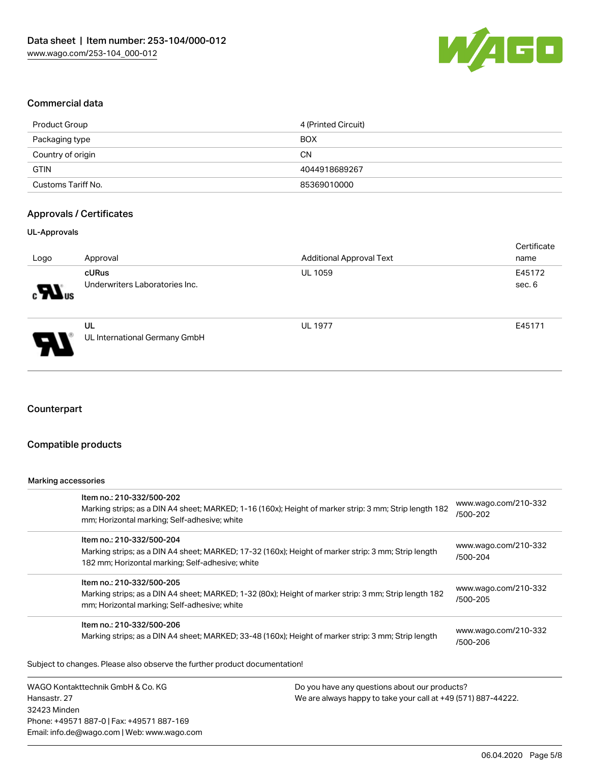## Commercial data

| | |
|---|---|
| Product Group | 4 (Printed Circuit) |
| Packaging type | BOX |
| Country of origin | CN |
| GTIN | 4044918689267 |
| Customs Tariff No. | 85369010000 |

## Approvals / Certificates

### UL-Approvals

| Logo | Approval | Additional Approval Text | Certificate name |
|---|---|---|---|
| | **cURus**<br>Underwriters Laboratories Inc. | UL 1059 | E45172 sec. 6 |
| | **UL**<br>UL International Germany GmbH | UL 1977 | E45171 |

## Counterpart

## Compatible products

### Marking accessories

| | | |
|---|---|---|
| | **Item no.: 210-332/500-202**<br>Marking strips; as a DIN A4 sheet; MARKED; 1-16 (160x); Height of marker strip: 3 mm; Strip length 182 mm; Horizontal marking; Self-adhesive; white | www.wago.com/210-332/500-202 |
| | **Item no.: 210-332/500-204**<br>Marking strips; as a DIN A4 sheet; MARKED; 17-32 (160x); Height of marker strip: 3 mm; Strip length 182 mm; Horizontal marking; Self-adhesive; white | www.wago.com/210-332/500-204 |
| | **Item no.: 210-332/500-205**<br>Marking strips; as a DIN A4 sheet; MARKED; 1-32 (80x); Height of marker strip: 3 mm; Strip length 182 mm; Horizontal marking; Self-adhesive; white | www.wago.com/210-332/500-205 |
| | **Item no.: 210-332/500-206**<br>Marking strips; as a DIN A4 sheet; MARKED; 33-48 (160x); Height of marker strip: 3 mm; Strip length | www.wago.com/210-332/500-206 |

Subject to changes. Please also observe the further product documentation!

WAGO Kontakttechnik GmbH & Co. KG
Hansastr. 27
32423 Minden
Phone: +49571 887-0 | Fax: +49571 887-169
Email: info.de@wago.com | Web: www.wago.com

Do you have any questions about our products?
We are always happy to take your call at +49 (571) 887-44222.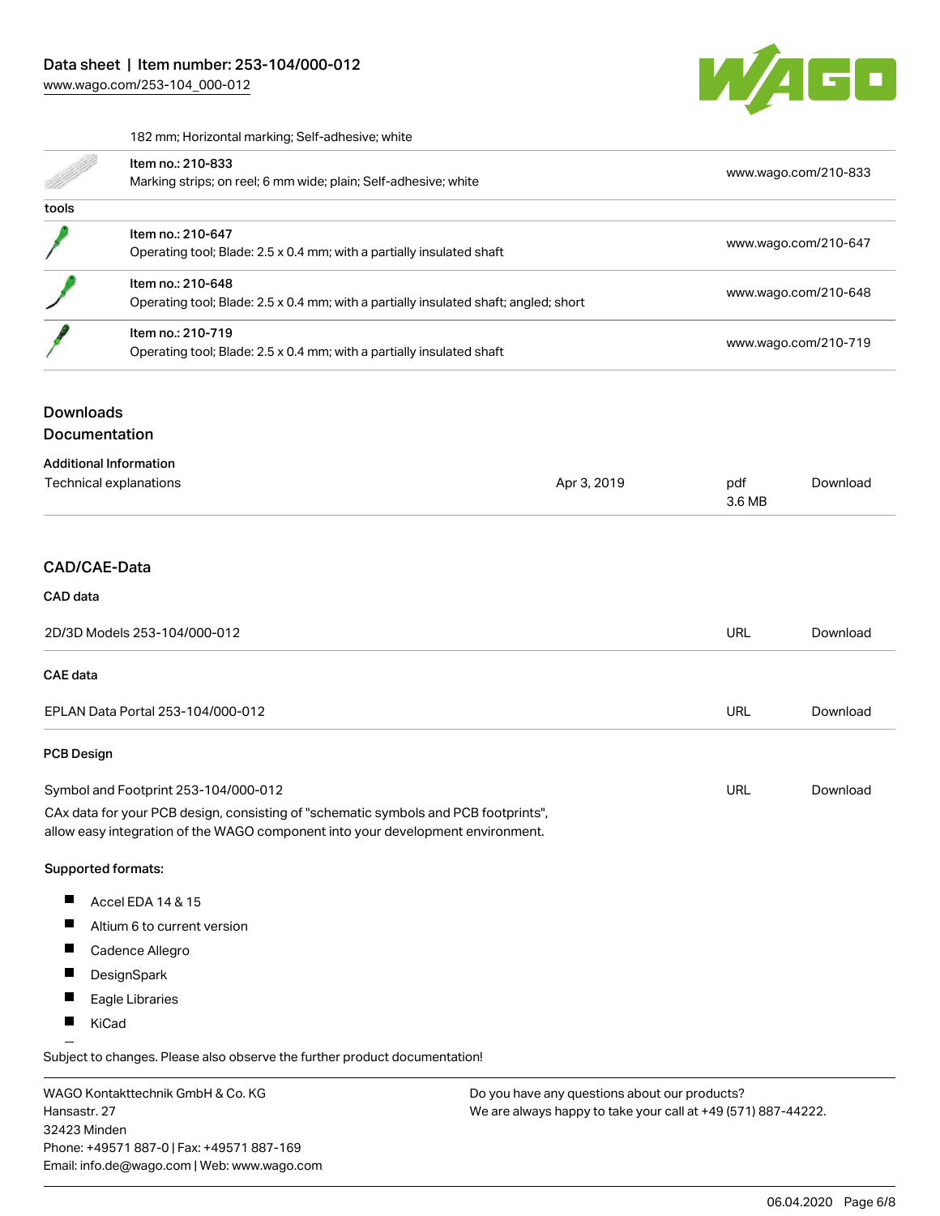| | | |
|---|---|---|
| | 182 mm; Horizontal marking; Self-adhesive; white | |
| | Item no.: 210-833<br>Marking strips; on reel; 6 mm wide; plain; Self-adhesive; white | www.wago.com/210-833 |
| **tools** | | |
| | Item no.: 210-647<br>Operating tool; Blade: 2.5 x 0.4 mm; with a partially insulated shaft | www.wago.com/210-647 |
| | Item no.: 210-648<br>Operating tool; Blade: 2.5 x 0.4 mm; with a partially insulated shaft; angled; short | www.wago.com/210-648 |
| | Item no.: 210-719<br>Operating tool; Blade: 2.5 x 0.4 mm; with a partially insulated shaft | www.wago.com/210-719 |

## Downloads

### Documentation

**Additional Information**

| | | | |
|---|---|---|---|
| Technical explanations | Apr 3, 2019 | pdf<br>3.6 MB | Download |

### CAD/CAE-Data

**CAD data**

| | | |
|---|---|---|
| 2D/3D Models 253-104/000-012 | URL | Download |

**CAE data**

| | | |
|---|---|---|
| EPLAN Data Portal 253-104/000-012 | URL | Download |

**PCB Design**

| | | |
|---|---|---|
| Symbol and Footprint 253-104/000-012 | URL | Download |

CAx data for your PCB design, consisting of "schematic symbols and PCB footprints", allow easy integration of the WAGO component into your development environment.

**Supported formats:**

- Accel EDA 14 & 15
- Altium 6 to current version
- Cadence Allegro
- DesignSpark
- Eagle Libraries
- KiCad

Subject to changes. Please also observe the further product documentation!

WAGO Kontakttechnik GmbH & Co. KG
Hansastr. 27
32423 Minden
Phone: +49571 887-0 | Fax: +49571 887-169
Email: info.de@wago.com | Web: www.wago.com

Do you have any questions about our products?
We are always happy to take your call at +49 (571) 887-44222.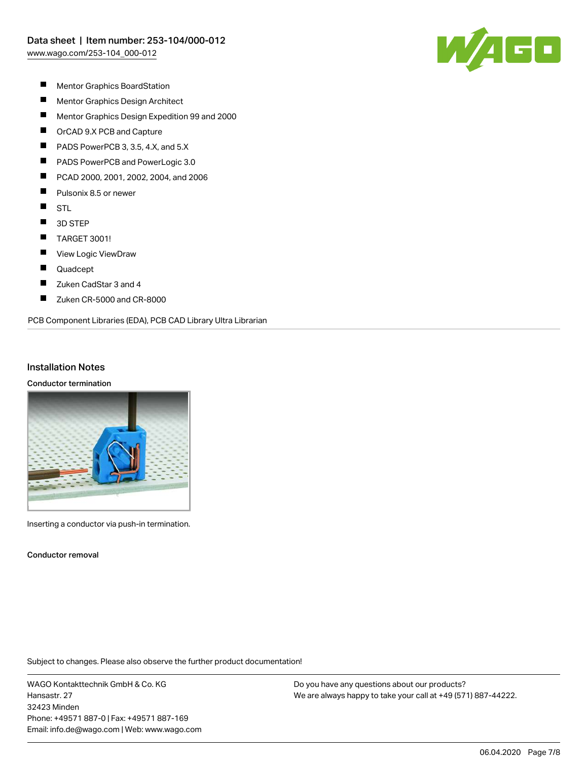- Mentor Graphics BoardStation
- Mentor Graphics Design Architect
- Mentor Graphics Design Expedition 99 and 2000
- OrCAD 9.X PCB and Capture
- PADS PowerPCB 3, 3.5, 4.X, and 5.X
- PADS PowerPCB and PowerLogic 3.0
- PCAD 2000, 2001, 2002, 2004, and 2006
- Pulsonix 8.5 or newer
- STL
- 3D STEP
- TARGET 3001!
- View Logic ViewDraw
- Quadcept
- Zuken CadStar 3 and 4
- Zuken CR-5000 and CR-8000

PCB Component Libraries (EDA), PCB CAD Library Ultra Librarian

## Installation Notes

### Conductor termination

Inserting a conductor via push-in termination.

### Conductor removal

Subject to changes. Please also observe the further product documentation!

WAGO Kontakttechnik GmbH & Co. KG
Hansastr. 27
32423 Minden
Phone: +49571 887-0 | Fax: +49571 887-169
Email: info.de@wago.com | Web: www.wago.com

Do you have any questions about our products?
We are always happy to take your call at +49 (571) 887-44222.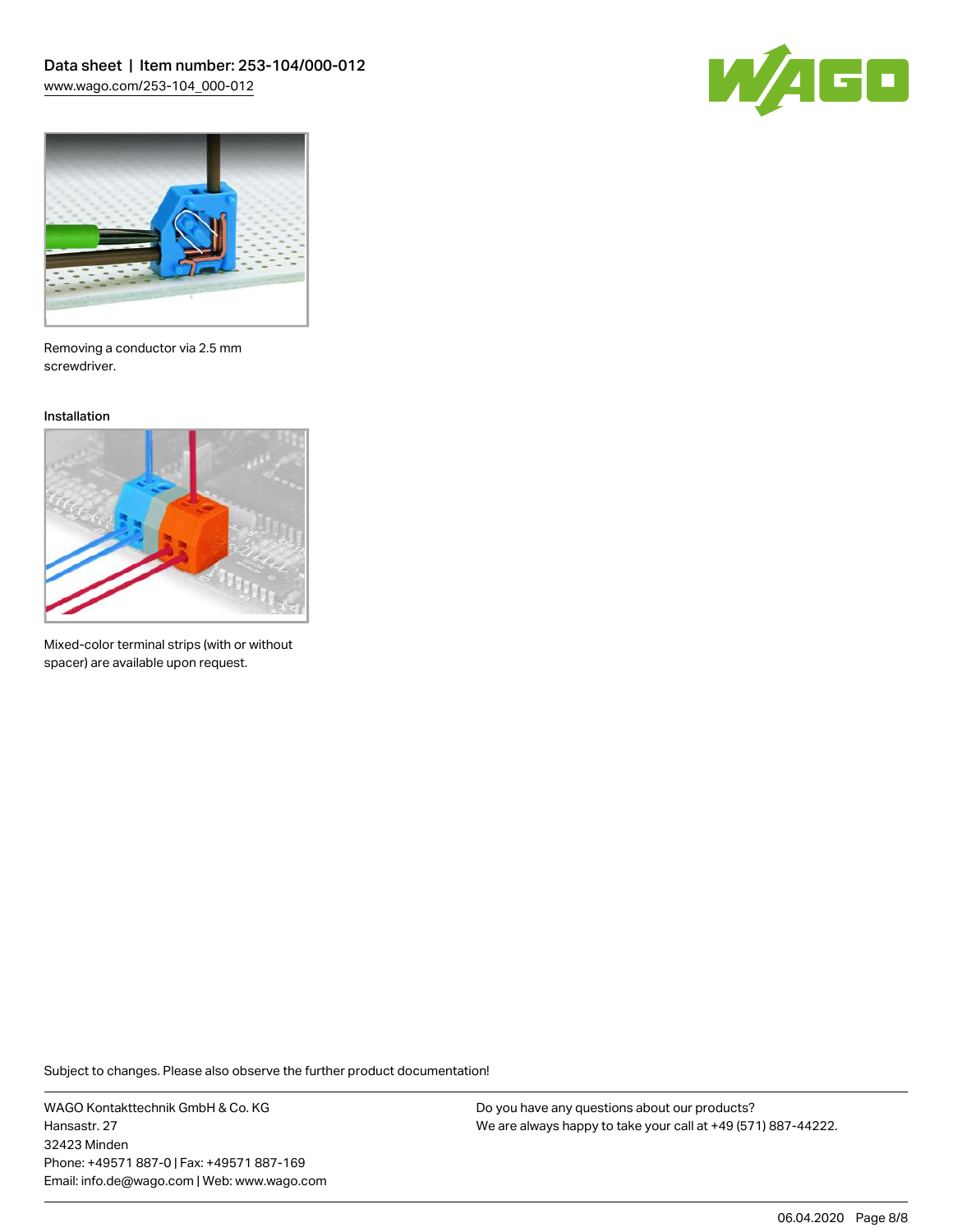Removing a conductor via 2.5 mm screwdriver.

Installation

Mixed-color terminal strips (with or without spacer) are available upon request.

Subject to changes. Please also observe the further product documentation!

WAGO Kontakttechnik GmbH & Co. KG
Hansastr. 27
32423 Minden
Phone: +49571 887-0 | Fax: +49571 887-169
Email: info.de@wago.com | Web: www.wago.com

Do you have any questions about our products?
We are always happy to take your call at +49 (571) 887-44222.